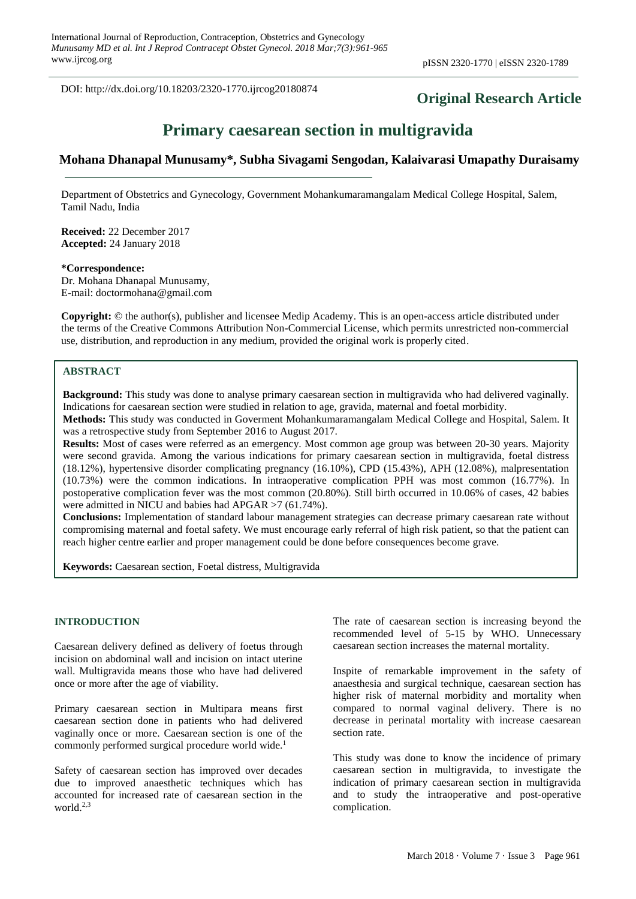DOI: http://dx.doi.org/10.18203/2320-1770.ijrcog20180874

**Original Research Article**

# Primary caesarean section in multigravida

**Mohana Dhanapal Munusamy\*, Subha Sivagami Sengodan, Kalaivarasi Umapathy Duraisamy**

Department of Obstetrics and Gynecology, Government Mohankumaramangalam Medical College Hospital, Salem, Tamil Nadu, India

**Received:** 22 December 2017
**Accepted:** 24 January 2018

**\*Correspondence:**
Dr. Mohana Dhanapal Munusamy,
E-mail: doctormohana@gmail.com

**Copyright:** © the author(s), publisher and licensee Medip Academy. This is an open-access article distributed under the terms of the Creative Commons Attribution Non-Commercial License, which permits unrestricted non-commercial use, distribution, and reproduction in any medium, provided the original work is properly cited.

## ABSTRACT

**Background:** This study was done to analyse primary caesarean section in multigravida who had delivered vaginally. Indications for caesarean section were studied in relation to age, gravida, maternal and foetal morbidity.

**Methods:** This study was conducted in Goverment Mohankumaramangalam Medical College and Hospital, Salem. It was a retrospective study from September 2016 to August 2017.

**Results:** Most of cases were referred as an emergency. Most common age group was between 20-30 years. Majority were second gravida. Among the various indications for primary caesarean section in multigravida, foetal distress (18.12%), hypertensive disorder complicating pregnancy (16.10%), CPD (15.43%), APH (12.08%), malpresentation (10.73%) were the common indications. In intraoperative complication PPH was most common (16.77%). In postoperative complication fever was the most common (20.80%). Still birth occurred in 10.06% of cases, 42 babies were admitted in NICU and babies had APGAR >7 (61.74%).

**Conclusions:** Implementation of standard labour management strategies can decrease primary caesarean rate without compromising maternal and foetal safety. We must encourage early referral of high risk patient, so that the patient can reach higher centre earlier and proper management could be done before consequences become grave.

**Keywords:** Caesarean section, Foetal distress, Multigravida

## INTRODUCTION

Caesarean delivery defined as delivery of foetus through incision on abdominal wall and incision on intact uterine wall. Multigravida means those who have had delivered once or more after the age of viability.

Primary caesarean section in Multipara means first caesarean section done in patients who had delivered vaginally once or more. Caesarean section is one of the commonly performed surgical procedure world wide.[1]

Safety of caesarean section has improved over decades due to improved anaesthetic techniques which has accounted for increased rate of caesarean section in the world.[2,3]

The rate of caesarean section is increasing beyond the recommended level of 5-15 by WHO. Unnecessary caesarean section increases the maternal mortality.

Inspite of remarkable improvement in the safety of anaesthesia and surgical technique, caesarean section has higher risk of maternal morbidity and mortality when compared to normal vaginal delivery. There is no decrease in perinatal mortality with increase caesarean section rate.

This study was done to know the incidence of primary caesarean section in multigravida, to investigate the indication of primary caesarean section in multigravida and to study the intraoperative and post-operative complication.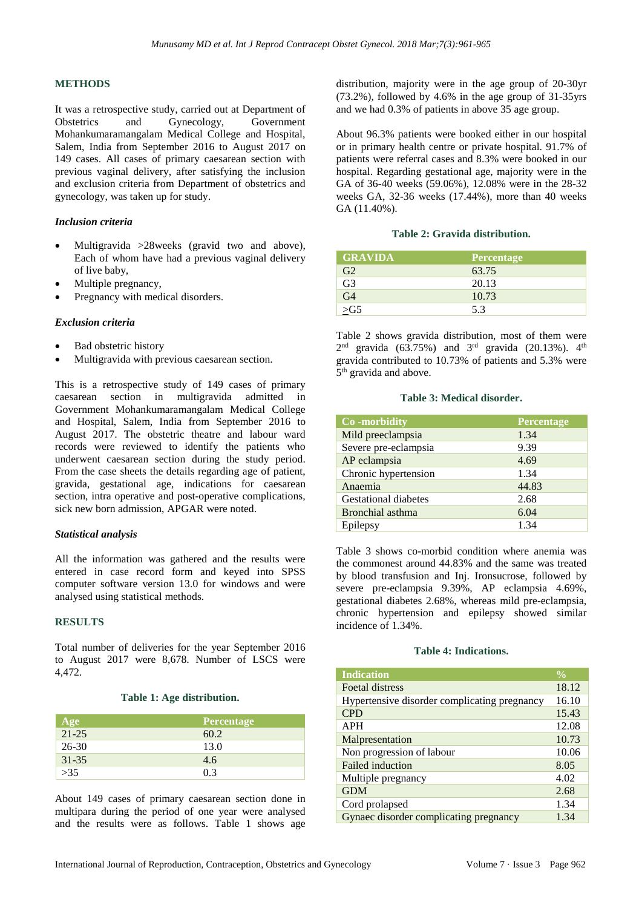## METHODS

It was a retrospective study, carried out at Department of Obstetrics and Gynecology, Government Mohankumaramangalam Medical College and Hospital, Salem, India from September 2016 to August 2017 on 149 cases. All cases of primary caesarean section with previous vaginal delivery, after satisfying the inclusion and exclusion criteria from Department of obstetrics and gynecology, was taken up for study.

### *Inclusion criteria*

- Multigravida >28weeks (gravid two and above), Each of whom have had a previous vaginal delivery of live baby,
- Multiple pregnancy,
- Pregnancy with medical disorders.

### *Exclusion criteria*

- Bad obstetric history
- Multigravida with previous caesarean section.

This is a retrospective study of 149 cases of primary caesarean section in multigravida admitted in Government Mohankumaramangalam Medical College and Hospital, Salem, India from September 2016 to August 2017. The obstetric theatre and labour ward records were reviewed to identify the patients who underwent caesarean section during the study period. From the case sheets the details regarding age of patient, gravida, gestational age, indications for caesarean section, intra operative and post-operative complications, sick new born admission, APGAR were noted.

### *Statistical analysis*

All the information was gathered and the results were entered in case record form and keyed into SPSS computer software version 13.0 for windows and were analysed using statistical methods.

## RESULTS

Total number of deliveries for the year September 2016 to August 2017 were 8,678. Number of LSCS were 4,472.

**Table 1: Age distribution.**

| Age | Percentage |
|---|---|
| 21-25 | 60.2 |
| 26-30 | 13.0 |
| 31-35 | 4.6 |
| >35 | 0.3 |

About 149 cases of primary caesarean section done in multipara during the period of one year were analysed and the results were as follows. Table 1 shows age distribution, majority were in the age group of 20-30yr (73.2%), followed by 4.6% in the age group of 31-35yrs and we had 0.3% of patients in above 35 age group.

About 96.3% patients were booked either in our hospital or in primary health centre or private hospital. 91.7% of patients were referral cases and 8.3% were booked in our hospital. Regarding gestational age, majority were in the GA of 36-40 weeks (59.06%), 12.08% were in the 28-32 weeks GA, 32-36 weeks (17.44%), more than 40 weeks GA (11.40%).

**Table 2: Gravida distribution.**

| GRAVIDA | Percentage |
|---|---|
| G2 | 63.75 |
| G3 | 20.13 |
| G4 | 10.73 |
| ≥G5 | 5.3 |

Table 2 shows gravida distribution, most of them were 2nd gravida (63.75%) and 3rd gravida (20.13%). 4th gravida contributed to 10.73% of patients and 5.3% were 5th gravida and above.

**Table 3: Medical disorder.**

| Co -morbidity | Percentage |
|---|---|
| Mild preeclampsia | 1.34 |
| Severe pre-eclampsia | 9.39 |
| AP eclampsia | 4.69 |
| Chronic hypertension | 1.34 |
| Anaemia | 44.83 |
| Gestational diabetes | 2.68 |
| Bronchial asthma | 6.04 |
| Epilepsy | 1.34 |

Table 3 shows co-morbid condition where anemia was the commonest around 44.83% and the same was treated by blood transfusion and Inj. Ironsucrose, followed by severe pre-eclampsia 9.39%, AP eclampsia 4.69%, gestational diabetes 2.68%, whereas mild pre-eclampsia, chronic hypertension and epilepsy showed similar incidence of 1.34%.

**Table 4: Indications.**

| Indication | % |
|---|---|
| Foetal distress | 18.12 |
| Hypertensive disorder complicating pregnancy | 16.10 |
| CPD | 15.43 |
| APH | 12.08 |
| Malpresentation | 10.73 |
| Non progression of labour | 10.06 |
| Failed induction | 8.05 |
| Multiple pregnancy | 4.02 |
| GDM | 2.68 |
| Cord prolapsed | 1.34 |
| Gynaec disorder complicating pregnancy | 1.34 |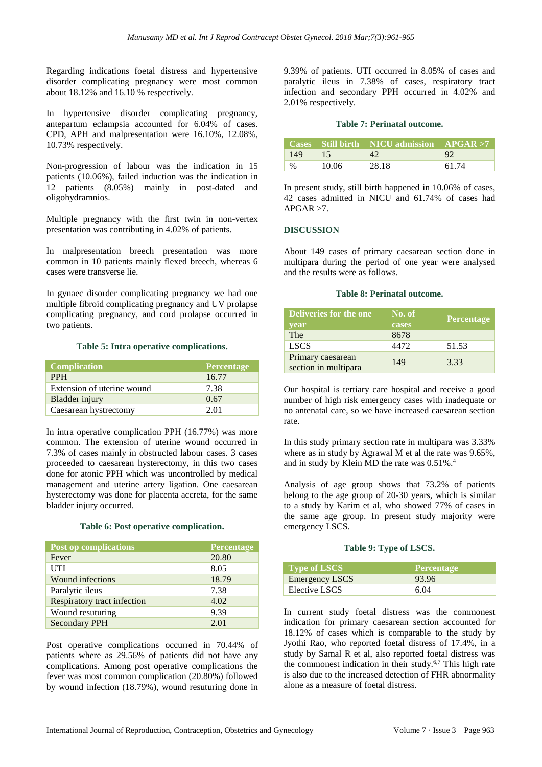Regarding indications foetal distress and hypertensive disorder complicating pregnancy were most common about 18.12% and 16.10 % respectively.

In hypertensive disorder complicating pregnancy, antepartum eclampsia accounted for 6.04% of cases. CPD, APH and malpresentation were 16.10%, 12.08%, 10.73% respectively.

Non-progression of labour was the indication in 15 patients (10.06%), failed induction was the indication in 12 patients (8.05%) mainly in post-dated and oligohydramnios.

Multiple pregnancy with the first twin in non-vertex presentation was contributing in 4.02% of patients.

In malpresentation breech presentation was more common in 10 patients mainly flexed breech, whereas 6 cases were transverse lie.

In gynaec disorder complicating pregnancy we had one multiple fibroid complicating pregnancy and UV prolapse complicating pregnancy, and cord prolapse occurred in two patients.

**Table 5: Intra operative complications.**

| Complication | Percentage |
|---|---|
| PPH | 16.77 |
| Extension of uterine wound | 7.38 |
| Bladder injury | 0.67 |
| Caesarean hystrectomy | 2.01 |

In intra operative complication PPH (16.77%) was more common. The extension of uterine wound occurred in 7.3% of cases mainly in obstructed labour cases. 3 cases proceeded to caesarean hysterectomy, in this two cases done for atonic PPH which was uncontrolled by medical management and uterine artery ligation. One caesarean hysterectomy was done for placenta accreta, for the same bladder injury occurred.

**Table 6: Post operative complication.**

| Post op complications | Percentage |
|---|---|
| Fever | 20.80 |
| UTI | 8.05 |
| Wound infections | 18.79 |
| Paralytic ileus | 7.38 |
| Respiratory tract infection | 4.02 |
| Wound resuturing | 9.39 |
| Secondary PPH | 2.01 |

Post operative complications occurred in 70.44% of patients where as 29.56% of patients did not have any complications. Among post operative complications the fever was most common complication (20.80%) followed by wound infection (18.79%), wound resuturing done in 9.39% of patients. UTI occurred in 8.05% of cases and paralytic ileus in 7.38% of cases, respiratory tract infection and secondary PPH occurred in 4.02% and 2.01% respectively.

**Table 7: Perinatal outcome.**

| Cases | Still birth | NICU admission | APGAR >7 |
|---|---|---|---|
| 149 | 15 | 42 | 92 |
| % | 10.06 | 28.18 | 61.74 |

In present study, still birth happened in 10.06% of cases, 42 cases admitted in NICU and 61.74% of cases had APGAR >7.

## DISCUSSION

About 149 cases of primary caesarean section done in multipara during the period of one year were analysed and the results were as follows.

**Table 8: Perinatal outcome.**

| Deliveries for the one year | No. of cases | Percentage |
|---|---|---|
| The | 8678 | |
| LSCS | 4472 | 51.53 |
| Primary caesarean section in multipara | 149 | 3.33 |

Our hospital is tertiary care hospital and receive a good number of high risk emergency cases with inadequate or no antenatal care, so we have increased caesarean section rate.

In this study primary section rate in multipara was 3.33% where as in study by Agrawal M et al the rate was 9.65%, and in study by Klein MD the rate was 0.51%.[4]

Analysis of age group shows that 73.2% of patients belong to the age group of 20-30 years, which is similar to a study by Karim et al, who showed 77% of cases in the same age group. In present study majority were emergency LSCS.

**Table 9: Type of LSCS.**

| Type of LSCS | Percentage |
|---|---|
| Emergency LSCS | 93.96 |
| Elective LSCS | 6.04 |

In current study foetal distress was the commonest indication for primary caesarean section accounted for 18.12% of cases which is comparable to the study by Jyothi Rao, who reported foetal distress of 17.4%, in a study by Samal R et al, also reported foetal distress was the commonest indication in their study.[6,7] This high rate is also due to the increased detection of FHR abnormality alone as a measure of foetal distress.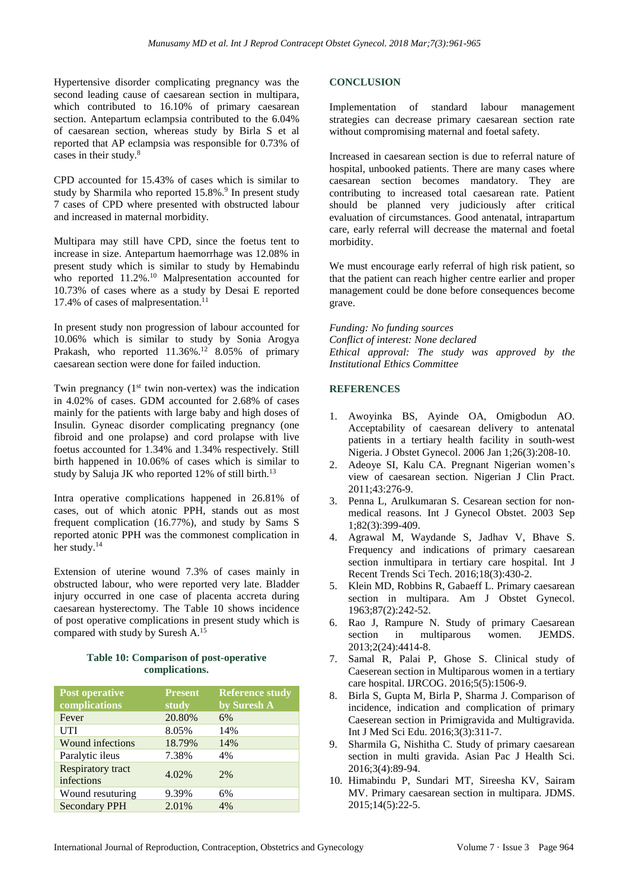Hypertensive disorder complicating pregnancy was the second leading cause of caesarean section in multipara, which contributed to 16.10% of primary caesarean section. Antepartum eclampsia contributed to the 6.04% of caesarean section, whereas study by Birla S et al reported that AP eclampsia was responsible for 0.73% of cases in their study.[8]

CPD accounted for 15.43% of cases which is similar to study by Sharmila who reported 15.8%.[9] In present study 7 cases of CPD where presented with obstructed labour and increased in maternal morbidity.

Multipara may still have CPD, since the foetus tent to increase in size. Antepartum haemorrhage was 12.08% in present study which is similar to study by Hemabindu who reported 11.2%.[10] Malpresentation accounted for 10.73% of cases where as a study by Desai E reported 17.4% of cases of malpresentation.[11]

In present study non progression of labour accounted for 10.06% which is similar to study by Sonia Arogya Prakash, who reported 11.36%.[12] 8.05% of primary caesarean section were done for failed induction.

Twin pregnancy (1st twin non-vertex) was the indication in 4.02% of cases. GDM accounted for 2.68% of cases mainly for the patients with large baby and high doses of Insulin. Gyneac disorder complicating pregnancy (one fibroid and one prolapse) and cord prolapse with live foetus accounted for 1.34% and 1.34% respectively. Still birth happened in 10.06% of cases which is similar to study by Saluja JK who reported 12% of still birth.[13]

Intra operative complications happened in 26.81% of cases, out of which atonic PPH, stands out as most frequent complication (16.77%), and study by Sams S reported atonic PPH was the commonest complication in her study.[14]

Extension of uterine wound 7.3% of cases mainly in obstructed labour, who were reported very late. Bladder injury occurred in one case of placenta accreta during caesarean hysterectomy. The Table 10 shows incidence of post operative complications in present study which is compared with study by Suresh A.[15]

**Table 10: Comparison of post-operative complications.**

| Post operative complications | Present study | Reference study by Suresh A |
|---|---|---|
| Fever | 20.80% | 6% |
| UTI | 8.05% | 14% |
| Wound infections | 18.79% | 14% |
| Paralytic ileus | 7.38% | 4% |
| Respiratory tract infections | 4.02% | 2% |
| Wound resuturing | 9.39% | 6% |
| Secondary PPH | 2.01% | 4% |

## CONCLUSION

Implementation of standard labour management strategies can decrease primary caesarean section rate without compromising maternal and foetal safety.

Increased in caesarean section is due to referral nature of hospital, unbooked patients. There are many cases where caesarean section becomes mandatory. They are contributing to increased total caesarean rate. Patient should be planned very judiciously after critical evaluation of circumstances. Good antenatal, intrapartum care, early referral will decrease the maternal and foetal morbidity.

We must encourage early referral of high risk patient, so that the patient can reach higher centre earlier and proper management could be done before consequences become grave.

*Funding: No funding sources*
*Conflict of interest: None declared*
*Ethical approval: The study was approved by the Institutional Ethics Committee*

## REFERENCES

1. Awoyinka BS, Ayinde OA, Omigbodun AO. Acceptability of caesarean delivery to antenatal patients in a tertiary health facility in south-west Nigeria. J Obstet Gynecol. 2006 Jan 1;26(3):208-10.
2. Adeoye SI, Kalu CA. Pregnant Nigerian women's view of caesarean section. Nigerian J Clin Pract. 2011;43:276-9.
3. Penna L, Arulkumaran S. Cesarean section for non-medical reasons. Int J Gynecol Obstet. 2003 Sep 1;82(3):399-409.
4. Agrawal M, Waydande S, Jadhav V, Bhave S. Frequency and indications of primary caesarean section inmultipara in tertiary care hospital. Int J Recent Trends Sci Tech. 2016;18(3):430-2.
5. Klein MD, Robbins R, Gabaeff L. Primary caesarean section in multipara. Am J Obstet Gynecol. 1963;87(2):242-52.
6. Rao J, Rampure N. Study of primary Caesarean section in multiparous women. JEMDS. 2013;2(24):4414-8.
7. Samal R, Palai P, Ghose S. Clinical study of Caeserean section in Multiparous women in a tertiary care hospital. IJRCOG. 2016;5(5):1506-9.
8. Birla S, Gupta M, Birla P, Sharma J. Comparison of incidence, indication and complication of primary Caeserean section in Primigravida and Multigravida. Int J Med Sci Edu. 2016;3(3):311-7.
9. Sharmila G, Nishitha C. Study of primary caesarean section in multi gravida. Asian Pac J Health Sci. 2016;3(4):89-94.
10. Himabindu P, Sundari MT, Sireesha KV, Sairam MV. Primary caesarean section in multipara. JDMS. 2015;14(5):22-5.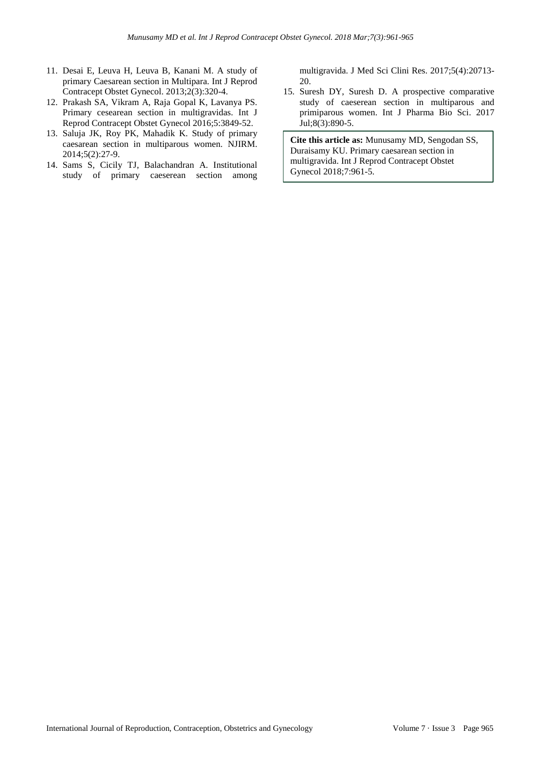11. Desai E, Leuva H, Leuva B, Kanani M. A study of primary Caesarean section in Multipara. Int J Reprod Contracept Obstet Gynecol. 2013;2(3):320-4.
12. Prakash SA, Vikram A, Raja Gopal K, Lavanya PS. Primary cesearean section in multigravidas. Int J Reprod Contracept Obstet Gynecol 2016;5:3849-52.
13. Saluja JK, Roy PK, Mahadik K. Study of primary caesarean section in multiparous women. NJIRM. 2014;5(2):27-9.
14. Sams S, Cicily TJ, Balachandran A. Institutional study of primary caeserean section among multigravida. J Med Sci Clini Res. 2017;5(4):20713-20.
15. Suresh DY, Suresh D. A prospective comparative study of caeserean section in multiparous and primiparous women. Int J Pharma Bio Sci. 2017 Jul;8(3):890-5.

**Cite this article as:** Munusamy MD, Sengodan SS, Duraisamy KU. Primary caesarean section in multigravida. Int J Reprod Contracept Obstet Gynecol 2018;7:961-5.